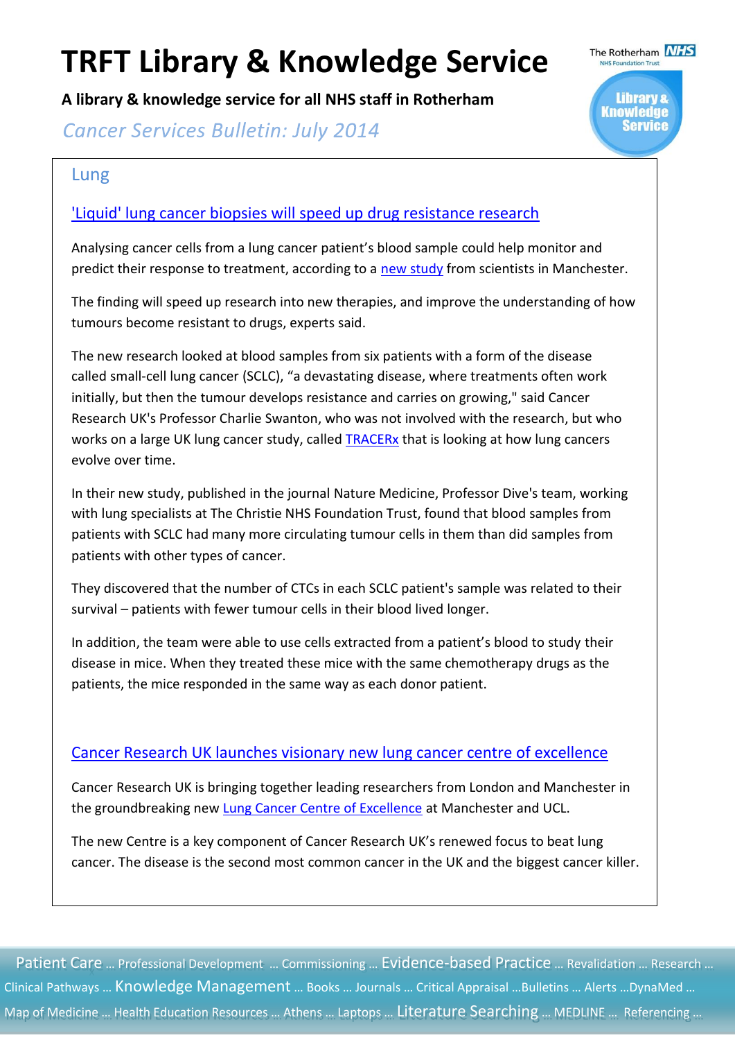# TRFT Library & Knowledge Service

**A library & knowledge service for all NHS staff in Rotherham**

*Cancer Services Bulletin: July 2014*

## Lung

### ['Liquid' lung cancer biopsies will speed up drug resistance research]()

Analysing cancer cells from a lung cancer patient's blood sample could help monitor and predict their response to treatment, according to a [new study]() from scientists in Manchester.

The finding will speed up research into new therapies, and improve the understanding of how tumours become resistant to drugs, experts said.

The new research looked at blood samples from six patients with a form of the disease called small-cell lung cancer (SCLC), "a devastating disease, where treatments often work initially, but then the tumour develops resistance and carries on growing," said Cancer Research UK's Professor Charlie Swanton, who was not involved with the research, but who works on a large UK lung cancer study, called [TRACERx]() that is looking at how lung cancers evolve over time.

In their new study, published in the journal Nature Medicine, Professor Dive's team, working with lung specialists at The Christie NHS Foundation Trust, found that blood samples from patients with SCLC had many more circulating tumour cells in them than did samples from patients with other types of cancer.

They discovered that the number of CTCs in each SCLC patient's sample was related to their survival – patients with fewer tumour cells in their blood lived longer.

In addition, the team were able to use cells extracted from a patient's blood to study their disease in mice. When they treated these mice with the same chemotherapy drugs as the patients, the mice responded in the same way as each donor patient.

### [Cancer Research UK launches visionary new lung cancer centre of excellence]()

Cancer Research UK is bringing together leading researchers from London and Manchester in the groundbreaking new [Lung Cancer Centre of Excellence]() at Manchester and UCL.

The new Centre is a key component of Cancer Research UK's renewed focus to beat lung cancer. The disease is the second most common cancer in the UK and the biggest cancer killer.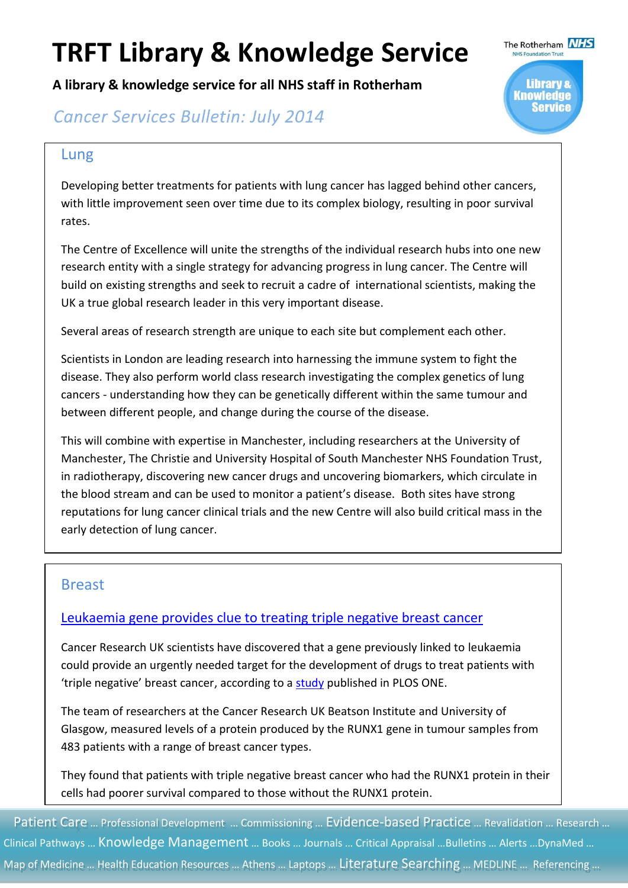# TRFT Library & Knowledge Service

**A library & knowledge service for all NHS staff in Rotherham**

*Cancer Services Bulletin: July 2014*

## Lung

Developing better treatments for patients with lung cancer has lagged behind other cancers, with little improvement seen over time due to its complex biology, resulting in poor survival rates.

The Centre of Excellence will unite the strengths of the individual research hubs into one new research entity with a single strategy for advancing progress in lung cancer. The Centre will build on existing strengths and seek to recruit a cadre of international scientists, making the UK a true global research leader in this very important disease.

Several areas of research strength are unique to each site but complement each other.

Scientists in London are leading research into harnessing the immune system to fight the disease. They also perform world class research investigating the complex genetics of lung cancers - understanding how they can be genetically different within the same tumour and between different people, and change during the course of the disease.

This will combine with expertise in Manchester, including researchers at the University of Manchester, The Christie and University Hospital of South Manchester NHS Foundation Trust, in radiotherapy, discovering new cancer drugs and uncovering biomarkers, which circulate in the blood stream and can be used to monitor a patient's disease. Both sites have strong reputations for lung cancer clinical trials and the new Centre will also build critical mass in the early detection of lung cancer.

## Breast

### Leukaemia gene provides clue to treating triple negative breast cancer

Cancer Research UK scientists have discovered that a gene previously linked to leukaemia could provide an urgently needed target for the development of drugs to treat patients with 'triple negative' breast cancer, according to a study published in PLOS ONE.

The team of researchers at the Cancer Research UK Beatson Institute and University of Glasgow, measured levels of a protein produced by the RUNX1 gene in tumour samples from 483 patients with a range of breast cancer types.

They found that patients with triple negative breast cancer who had the RUNX1 protein in their cells had poorer survival compared to those without the RUNX1 protein.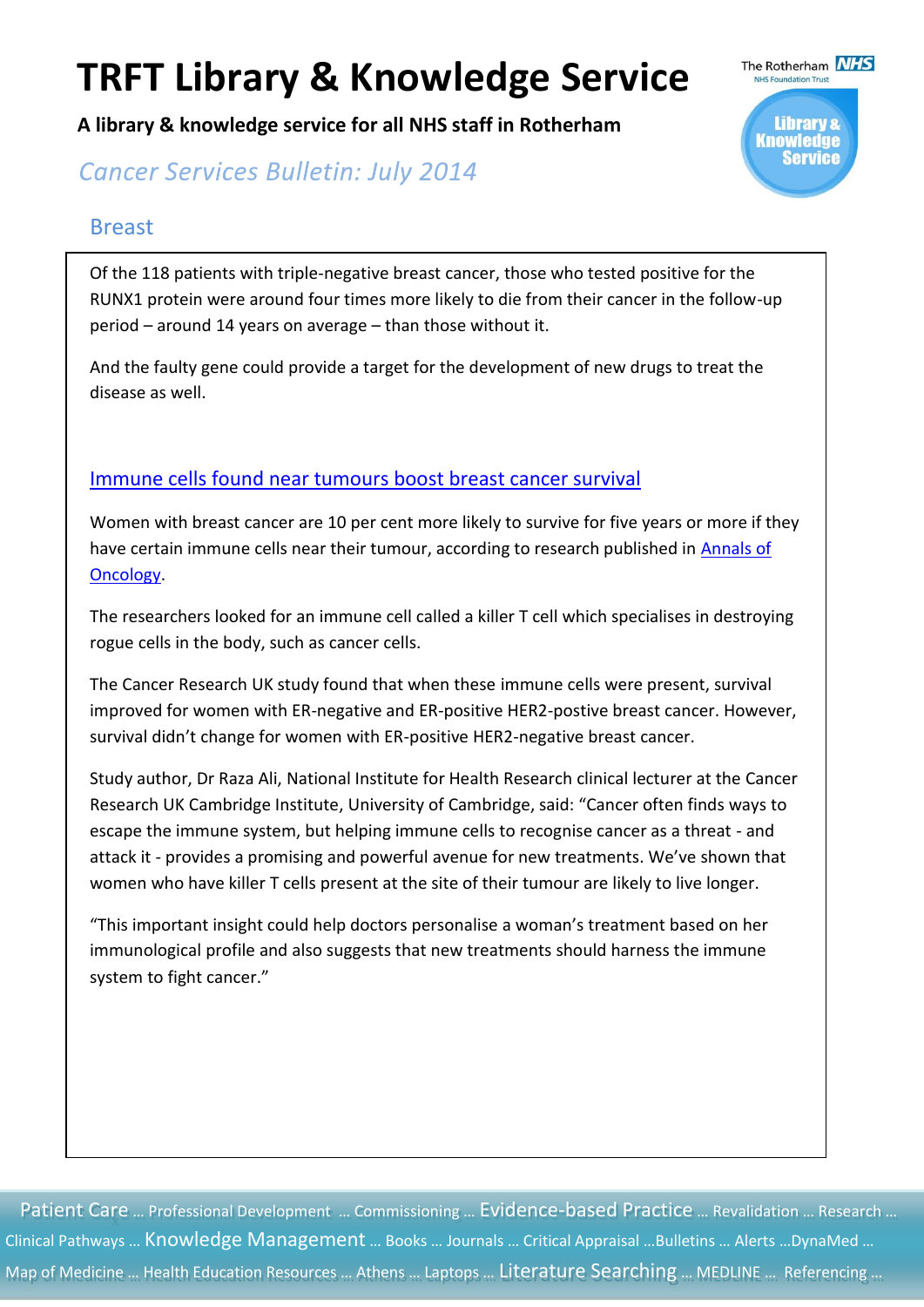# TRFT Library & Knowledge Service

**A library & knowledge service for all NHS staff in Rotherham**

*Cancer Services Bulletin: July 2014*

## Breast

Of the 118 patients with triple-negative breast cancer, those who tested positive for the RUNX1 protein were around four times more likely to die from their cancer in the follow-up period – around 14 years on average – than those without it.

And the faulty gene could provide a target for the development of new drugs to treat the disease as well.

### Immune cells found near tumours boost breast cancer survival

Women with breast cancer are 10 per cent more likely to survive for five years or more if they have certain immune cells near their tumour, according to research published in Annals of Oncology.

The researchers looked for an immune cell called a killer T cell which specialises in destroying rogue cells in the body, such as cancer cells.

The Cancer Research UK study found that when these immune cells were present, survival improved for women with ER-negative and ER-positive HER2-postive breast cancer. However, survival didn't change for women with ER-positive HER2-negative breast cancer.

Study author, Dr Raza Ali, National Institute for Health Research clinical lecturer at the Cancer Research UK Cambridge Institute, University of Cambridge, said: "Cancer often finds ways to escape the immune system, but helping immune cells to recognise cancer as a threat - and attack it - provides a promising and powerful avenue for new treatments. We've shown that women who have killer T cells present at the site of their tumour are likely to live longer.

"This important insight could help doctors personalise a woman's treatment based on her immunological profile and also suggests that new treatments should harness the immune system to fight cancer."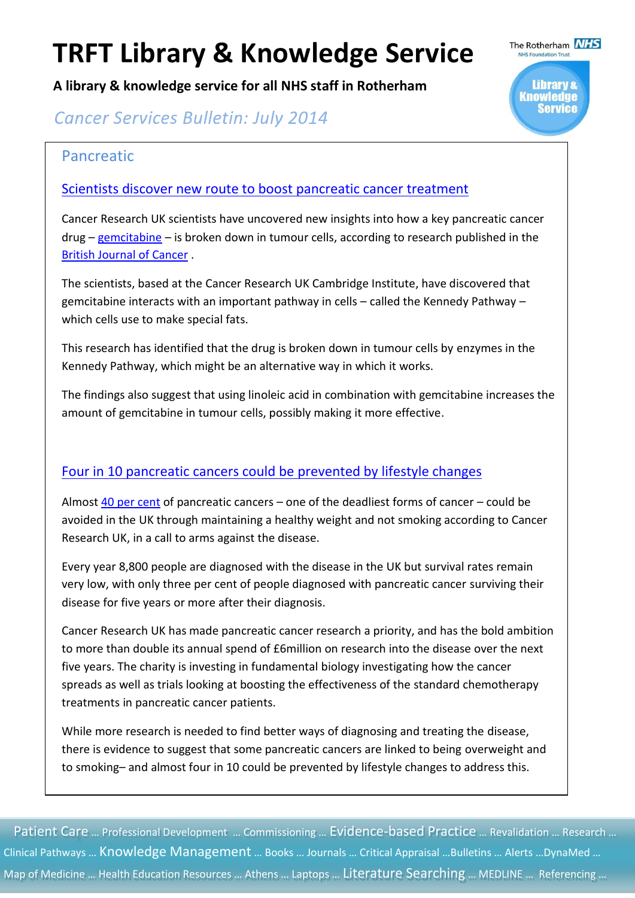# TRFT Library & Knowledge Service

**A library & knowledge service for all NHS staff in Rotherham**

*Cancer Services Bulletin: July 2014*

## Pancreatic

### Scientists discover new route to boost pancreatic cancer treatment

Cancer Research UK scientists have uncovered new insights into how a key pancreatic cancer drug – gemcitabine – is broken down in tumour cells, according to research published in the British Journal of Cancer .

The scientists, based at the Cancer Research UK Cambridge Institute, have discovered that gemcitabine interacts with an important pathway in cells – called the Kennedy Pathway – which cells use to make special fats.

This research has identified that the drug is broken down in tumour cells by enzymes in the Kennedy Pathway, which might be an alternative way in which it works.

The findings also suggest that using linoleic acid in combination with gemcitabine increases the amount of gemcitabine in tumour cells, possibly making it more effective.

### Four in 10 pancreatic cancers could be prevented by lifestyle changes

Almost 40 per cent of pancreatic cancers – one of the deadliest forms of cancer – could be avoided in the UK through maintaining a healthy weight and not smoking according to Cancer Research UK, in a call to arms against the disease.

Every year 8,800 people are diagnosed with the disease in the UK but survival rates remain very low, with only three per cent of people diagnosed with pancreatic cancer surviving their disease for five years or more after their diagnosis.

Cancer Research UK has made pancreatic cancer research a priority, and has the bold ambition to more than double its annual spend of £6million on research into the disease over the next five years. The charity is investing in fundamental biology investigating how the cancer spreads as well as trials looking at boosting the effectiveness of the standard chemotherapy treatments in pancreatic cancer patients.

While more research is needed to find better ways of diagnosing and treating the disease, there is evidence to suggest that some pancreatic cancers are linked to being overweight and to smoking– and almost four in 10 could be prevented by lifestyle changes to address this.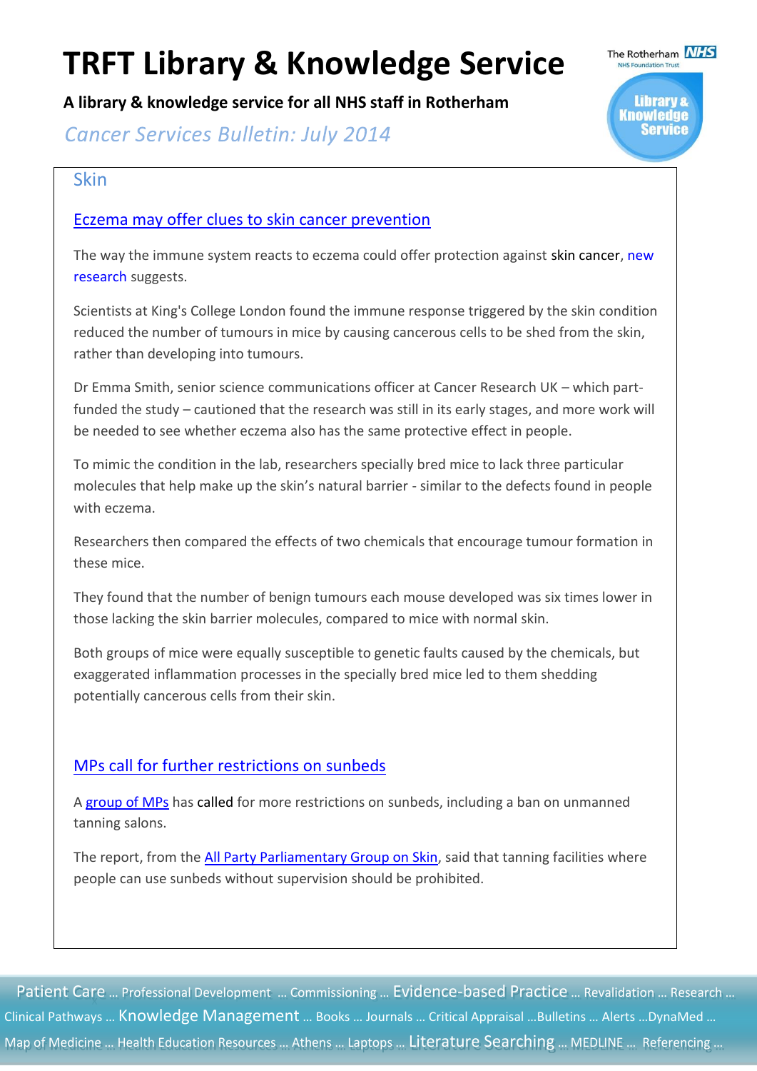## Skin

### Eczema may offer clues to skin cancer prevention

The way the immune system reacts to eczema could offer protection against skin cancer, new research suggests.

Scientists at King's College London found the immune response triggered by the skin condition reduced the number of tumours in mice by causing cancerous cells to be shed from the skin, rather than developing into tumours.

Dr Emma Smith, senior science communications officer at Cancer Research UK – which part-funded the study – cautioned that the research was still in its early stages, and more work will be needed to see whether eczema also has the same protective effect in people.

To mimic the condition in the lab, researchers specially bred mice to lack three particular molecules that help make up the skin's natural barrier - similar to the defects found in people with eczema.

Researchers then compared the effects of two chemicals that encourage tumour formation in these mice.

They found that the number of benign tumours each mouse developed was six times lower in those lacking the skin barrier molecules, compared to mice with normal skin.

Both groups of mice were equally susceptible to genetic faults caused by the chemicals, but exaggerated inflammation processes in the specially bred mice led to them shedding potentially cancerous cells from their skin.

### MPs call for further restrictions on sunbeds

A group of MPs has called for more restrictions on sunbeds, including a ban on unmanned tanning salons.

The report, from the All Party Parliamentary Group on Skin, said that tanning facilities where people can use sunbeds without supervision should be prohibited.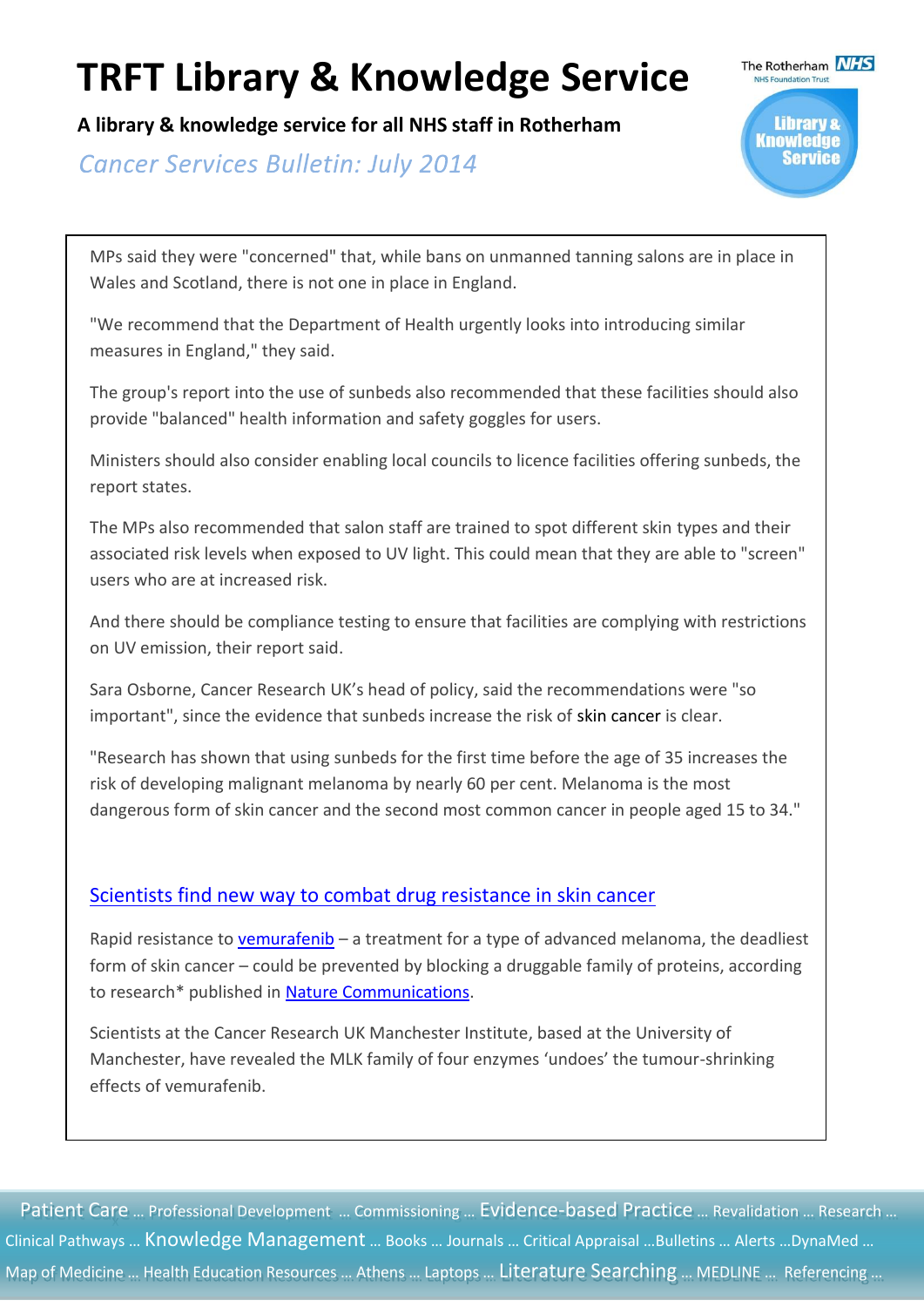MPs said they were "concerned" that, while bans on unmanned tanning salons are in place in Wales and Scotland, there is not one in place in England.

"We recommend that the Department of Health urgently looks into introducing similar measures in England," they said.

The group's report into the use of sunbeds also recommended that these facilities should also provide "balanced" health information and safety goggles for users.

Ministers should also consider enabling local councils to licence facilities offering sunbeds, the report states.

The MPs also recommended that salon staff are trained to spot different skin types and their associated risk levels when exposed to UV light. This could mean that they are able to "screen" users who are at increased risk.

And there should be compliance testing to ensure that facilities are complying with restrictions on UV emission, their report said.

Sara Osborne, Cancer Research UK's head of policy, said the recommendations were "so important", since the evidence that sunbeds increase the risk of skin cancer is clear.

"Research has shown that using sunbeds for the first time before the age of 35 increases the risk of developing malignant melanoma by nearly 60 per cent. Melanoma is the most dangerous form of skin cancer and the second most common cancer in people aged 15 to 34."

## Scientists find new way to combat drug resistance in skin cancer

Rapid resistance to vemurafenib – a treatment for a type of advanced melanoma, the deadliest form of skin cancer – could be prevented by blocking a druggable family of proteins, according to research* published in Nature Communications.

Scientists at the Cancer Research UK Manchester Institute, based at the University of Manchester, have revealed the MLK family of four enzymes 'undoes' the tumour-shrinking effects of vemurafenib.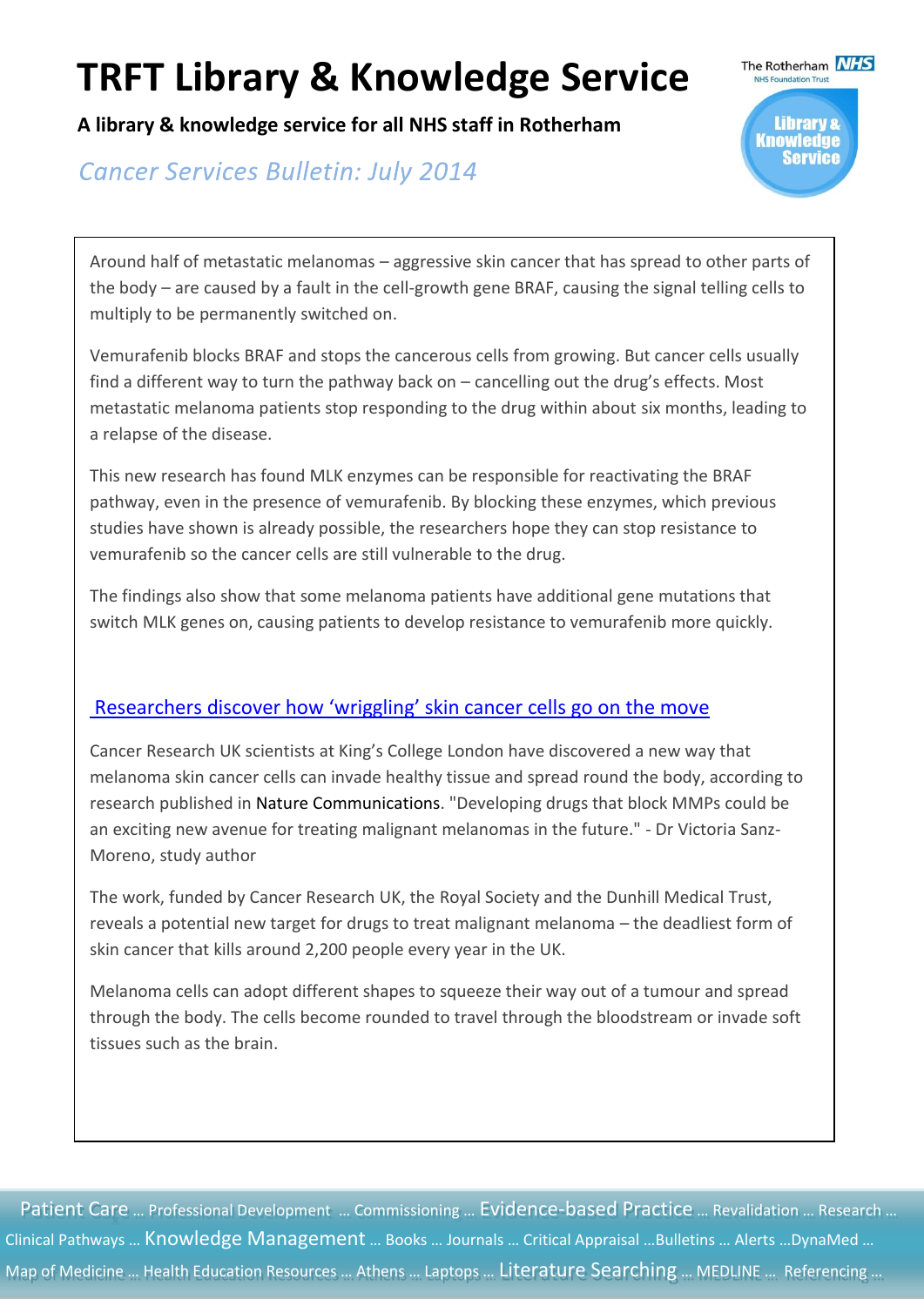Around half of metastatic melanomas – aggressive skin cancer that has spread to other parts of the body – are caused by a fault in the cell-growth gene BRAF, causing the signal telling cells to multiply to be permanently switched on.

Vemurafenib blocks BRAF and stops the cancerous cells from growing. But cancer cells usually find a different way to turn the pathway back on – cancelling out the drug's effects. Most metastatic melanoma patients stop responding to the drug within about six months, leading to a relapse of the disease.

This new research has found MLK enzymes can be responsible for reactivating the BRAF pathway, even in the presence of vemurafenib. By blocking these enzymes, which previous studies have shown is already possible, the researchers hope they can stop resistance to vemurafenib so the cancer cells are still vulnerable to the drug.

The findings also show that some melanoma patients have additional gene mutations that switch MLK genes on, causing patients to develop resistance to vemurafenib more quickly.

## Researchers discover how 'wriggling' skin cancer cells go on the move

Cancer Research UK scientists at King's College London have discovered a new way that melanoma skin cancer cells can invade healthy tissue and spread round the body, according to research published in Nature Communications. "Developing drugs that block MMPs could be an exciting new avenue for treating malignant melanomas in the future." - Dr Victoria Sanz-Moreno, study author

The work, funded by Cancer Research UK, the Royal Society and the Dunhill Medical Trust, reveals a potential new target for drugs to treat malignant melanoma – the deadliest form of skin cancer that kills around 2,200 people every year in the UK.

Melanoma cells can adopt different shapes to squeeze their way out of a tumour and spread through the body. The cells become rounded to travel through the bloodstream or invade soft tissues such as the brain.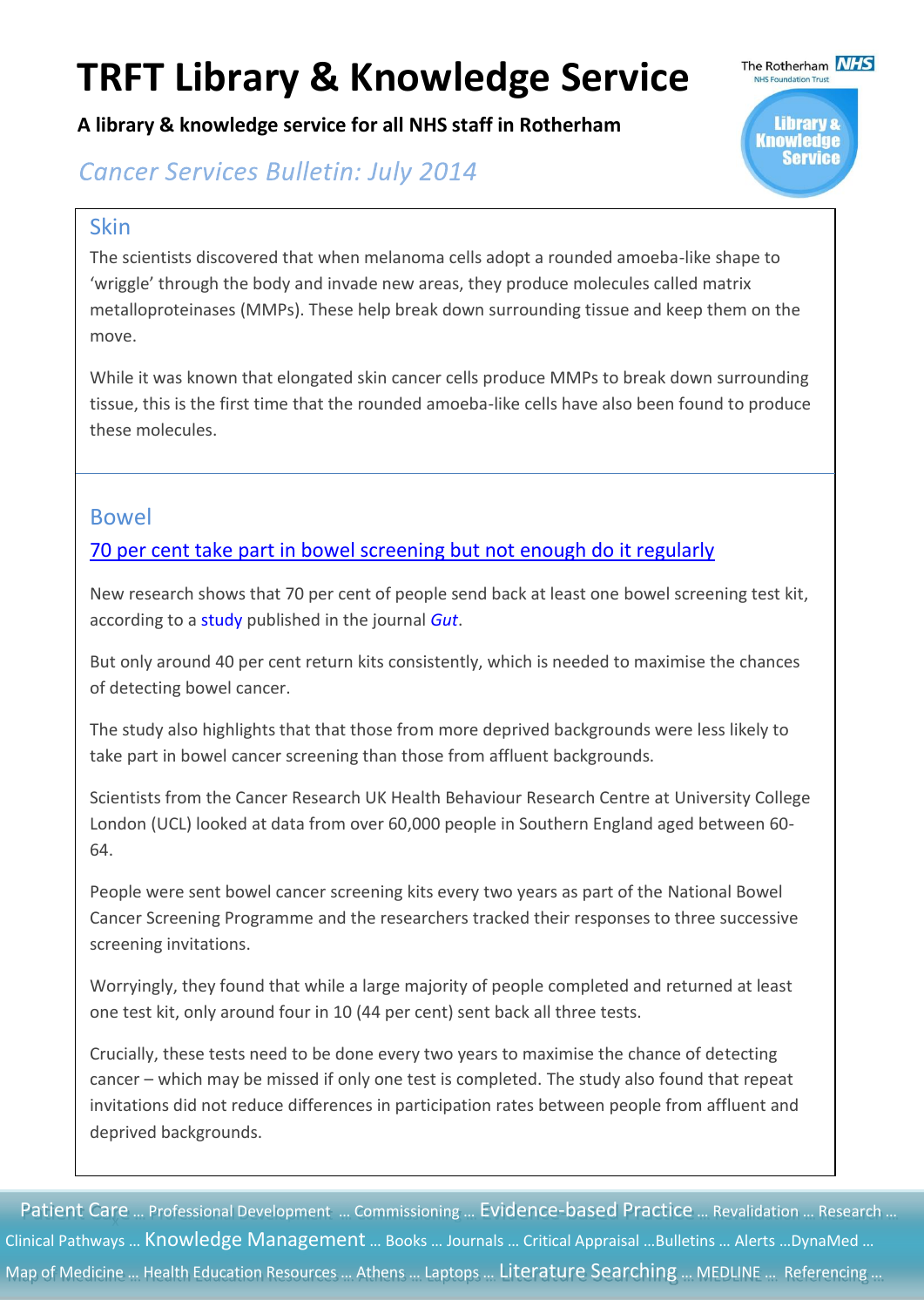# TRFT Library & Knowledge Service

**A library & knowledge service for all NHS staff in Rotherham**

*Cancer Services Bulletin: July 2014*

## Skin

The scientists discovered that when melanoma cells adopt a rounded amoeba-like shape to 'wriggle' through the body and invade new areas, they produce molecules called matrix metalloproteinases (MMPs). These help break down surrounding tissue and keep them on the move.

While it was known that elongated skin cancer cells produce MMPs to break down surrounding tissue, this is the first time that the rounded amoeba-like cells have also been found to produce these molecules.

## Bowel

70 per cent take part in bowel screening but not enough do it regularly

New research shows that 70 per cent of people send back at least one bowel screening test kit, according to a study published in the journal *Gut*.

But only around 40 per cent return kits consistently, which is needed to maximise the chances of detecting bowel cancer.

The study also highlights that that those from more deprived backgrounds were less likely to take part in bowel cancer screening than those from affluent backgrounds.

Scientists from the Cancer Research UK Health Behaviour Research Centre at University College London (UCL) looked at data from over 60,000 people in Southern England aged between 60-64.

People were sent bowel cancer screening kits every two years as part of the National Bowel Cancer Screening Programme and the researchers tracked their responses to three successive screening invitations.

Worryingly, they found that while a large majority of people completed and returned at least one test kit, only around four in 10 (44 per cent) sent back all three tests.

Crucially, these tests need to be done every two years to maximise the chance of detecting cancer – which may be missed if only one test is completed. The study also found that repeat invitations did not reduce differences in participation rates between people from affluent and deprived backgrounds.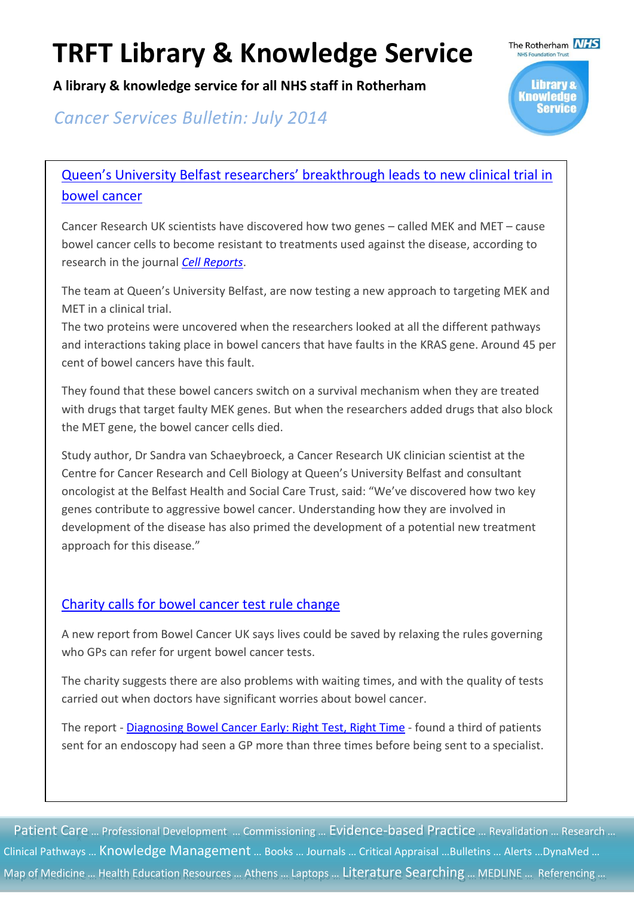# TRFT Library & Knowledge Service

**A library & knowledge service for all NHS staff in Rotherham**

*Cancer Services Bulletin: July 2014*

## Queen's University Belfast researchers' breakthrough leads to new clinical trial in bowel cancer

Cancer Research UK scientists have discovered how two genes – called MEK and MET – cause bowel cancer cells to become resistant to treatments used against the disease, according to research in the journal *Cell Reports*.

The team at Queen's University Belfast, are now testing a new approach to targeting MEK and MET in a clinical trial.
The two proteins were uncovered when the researchers looked at all the different pathways and interactions taking place in bowel cancers that have faults in the KRAS gene. Around 45 per cent of bowel cancers have this fault.

They found that these bowel cancers switch on a survival mechanism when they are treated with drugs that target faulty MEK genes. But when the researchers added drugs that also block the MET gene, the bowel cancer cells died.

Study author, Dr Sandra van Schaeybroeck, a Cancer Research UK clinician scientist at the Centre for Cancer Research and Cell Biology at Queen's University Belfast and consultant oncologist at the Belfast Health and Social Care Trust, said: "We've discovered how two key genes contribute to aggressive bowel cancer. Understanding how they are involved in development of the disease has also primed the development of a potential new treatment approach for this disease."

## Charity calls for bowel cancer test rule change

A new report from Bowel Cancer UK says lives could be saved by relaxing the rules governing who GPs can refer for urgent bowel cancer tests.

The charity suggests there are also problems with waiting times, and with the quality of tests carried out when doctors have significant worries about bowel cancer.

The report - Diagnosing Bowel Cancer Early: Right Test, Right Time - found a third of patients sent for an endoscopy had seen a GP more than three times before being sent to a specialist.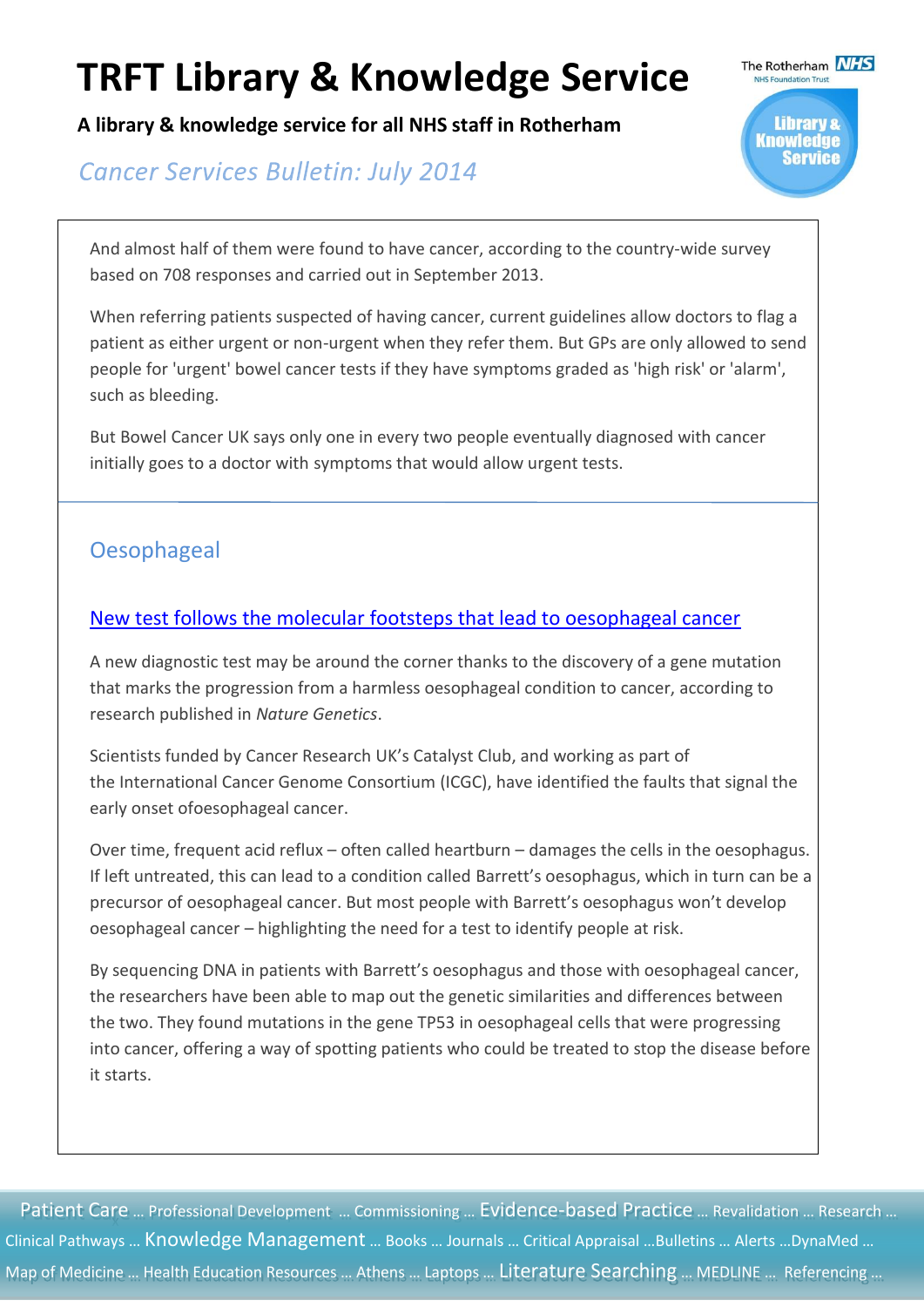And almost half of them were found to have cancer, according to the country-wide survey based on 708 responses and carried out in September 2013.

When referring patients suspected of having cancer, current guidelines allow doctors to flag a patient as either urgent or non-urgent when they refer them. But GPs are only allowed to send people for 'urgent' bowel cancer tests if they have symptoms graded as 'high risk' or 'alarm', such as bleeding.

But Bowel Cancer UK says only one in every two people eventually diagnosed with cancer initially goes to a doctor with symptoms that would allow urgent tests.

## Oesophageal

### New test follows the molecular footsteps that lead to oesophageal cancer

A new diagnostic test may be around the corner thanks to the discovery of a gene mutation that marks the progression from a harmless oesophageal condition to cancer, according to research published in *Nature Genetics*.

Scientists funded by Cancer Research UK's Catalyst Club, and working as part of the International Cancer Genome Consortium (ICGC), have identified the faults that signal the early onset ofoesophageal cancer.

Over time, frequent acid reflux – often called heartburn – damages the cells in the oesophagus. If left untreated, this can lead to a condition called Barrett's oesophagus, which in turn can be a precursor of oesophageal cancer. But most people with Barrett's oesophagus won't develop oesophageal cancer – highlighting the need for a test to identify people at risk.

By sequencing DNA in patients with Barrett's oesophagus and those with oesophageal cancer, the researchers have been able to map out the genetic similarities and differences between the two. They found mutations in the gene TP53 in oesophageal cells that were progressing into cancer, offering a way of spotting patients who could be treated to stop the disease before it starts.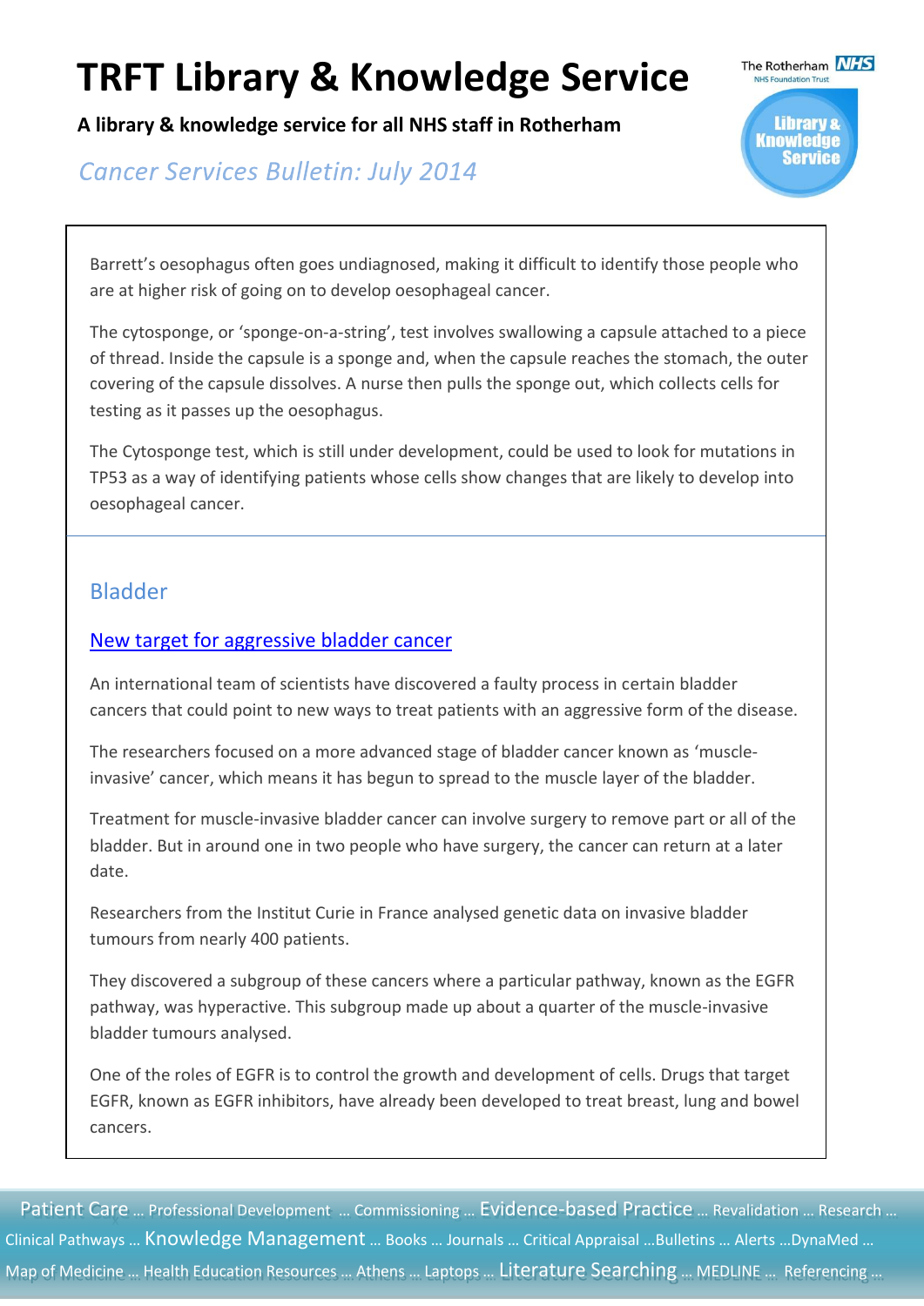Barrett's oesophagus often goes undiagnosed, making it difficult to identify those people who are at higher risk of going on to develop oesophageal cancer.

The cytosponge, or 'sponge-on-a-string', test involves swallowing a capsule attached to a piece of thread. Inside the capsule is a sponge and, when the capsule reaches the stomach, the outer covering of the capsule dissolves. A nurse then pulls the sponge out, which collects cells for testing as it passes up the oesophagus.

The Cytosponge test, which is still under development, could be used to look for mutations in TP53 as a way of identifying patients whose cells show changes that are likely to develop into oesophageal cancer.

## Bladder

### New target for aggressive bladder cancer

An international team of scientists have discovered a faulty process in certain bladder cancers that could point to new ways to treat patients with an aggressive form of the disease.

The researchers focused on a more advanced stage of bladder cancer known as 'muscle-invasive' cancer, which means it has begun to spread to the muscle layer of the bladder.

Treatment for muscle-invasive bladder cancer can involve surgery to remove part or all of the bladder. But in around one in two people who have surgery, the cancer can return at a later date.

Researchers from the Institut Curie in France analysed genetic data on invasive bladder tumours from nearly 400 patients.

They discovered a subgroup of these cancers where a particular pathway, known as the EGFR pathway, was hyperactive. This subgroup made up about a quarter of the muscle-invasive bladder tumours analysed.

One of the roles of EGFR is to control the growth and development of cells. Drugs that target EGFR, known as EGFR inhibitors, have already been developed to treat breast, lung and bowel cancers.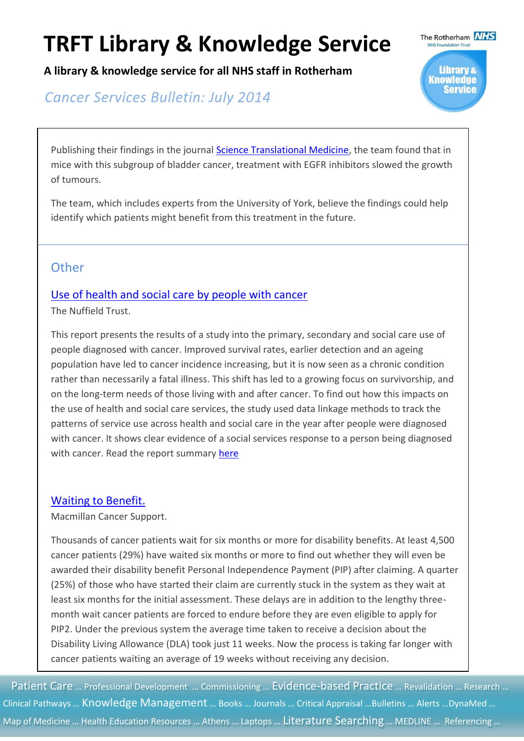Publishing their findings in the journal Science Translational Medicine, the team found that in mice with this subgroup of bladder cancer, treatment with EGFR inhibitors slowed the growth of tumours.

The team, which includes experts from the University of York, believe the findings could help identify which patients might benefit from this treatment in the future.

## Other

### Use of health and social care by people with cancer

The Nuffield Trust.

This report presents the results of a study into the primary, secondary and social care use of people diagnosed with cancer. Improved survival rates, earlier detection and an ageing population have led to cancer incidence increasing, but it is now seen as a chronic condition rather than necessarily a fatal illness. This shift has led to a growing focus on survivorship, and on the long-term needs of those living with and after cancer. To find out how this impacts on the use of health and social care services, the study used data linkage methods to track the patterns of service use across health and social care in the year after people were diagnosed with cancer. It shows clear evidence of a social services response to a person being diagnosed with cancer. Read the report summary here

### Waiting to Benefit.

Macmillan Cancer Support.

Thousands of cancer patients wait for six months or more for disability benefits. At least 4,500 cancer patients (29%) have waited six months or more to find out whether they will even be awarded their disability benefit Personal Independence Payment (PIP) after claiming. A quarter (25%) of those who have started their claim are currently stuck in the system as they wait at least six months for the initial assessment. These delays are in addition to the lengthy three-month wait cancer patients are forced to endure before they are even eligible to apply for PIP2. Under the previous system the average time taken to receive a decision about the Disability Living Allowance (DLA) took just 11 weeks. Now the process is taking far longer with cancer patients waiting an average of 19 weeks without receiving any decision.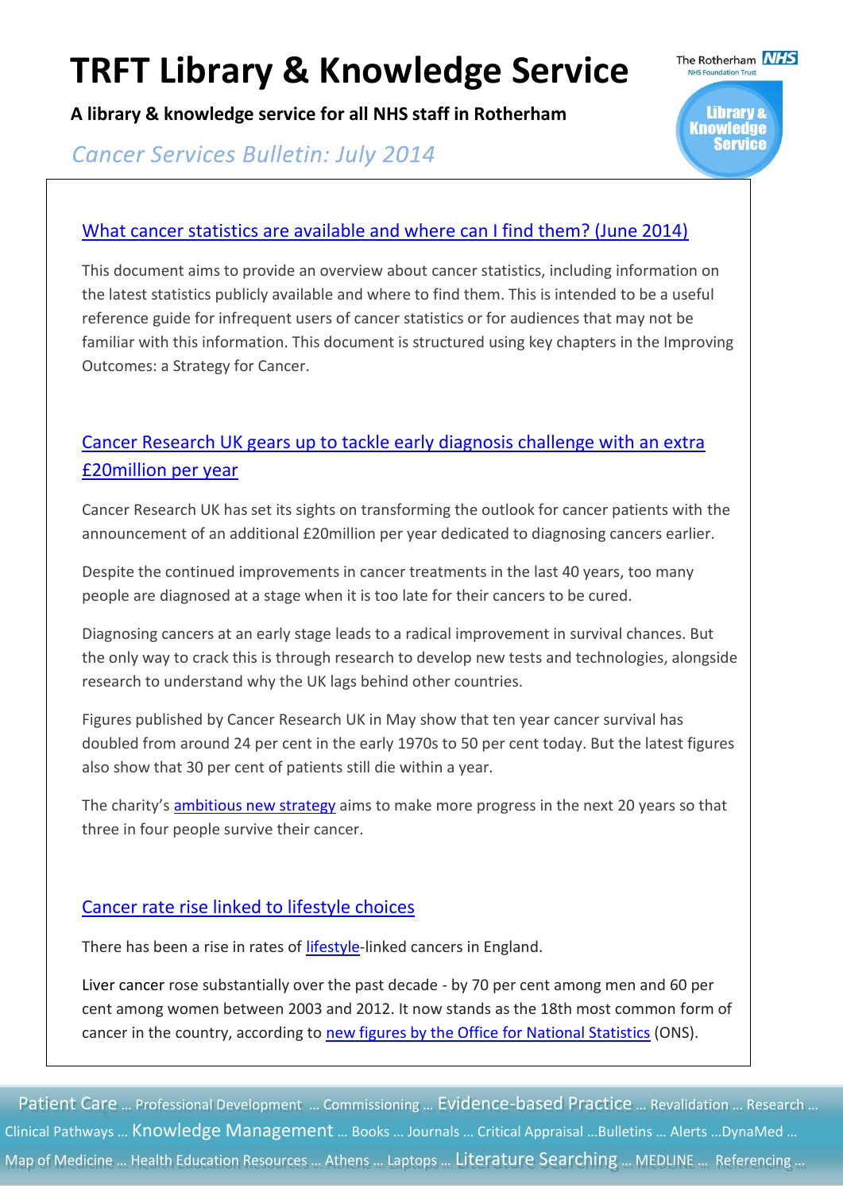# TRFT Library & Knowledge Service

**A library & knowledge service for all NHS staff in Rotherham**

*Cancer Services Bulletin: July 2014*

## What cancer statistics are available and where can I find them? (June 2014)

This document aims to provide an overview about cancer statistics, including information on the latest statistics publicly available and where to find them. This is intended to be a useful reference guide for infrequent users of cancer statistics or for audiences that may not be familiar with this information. This document is structured using key chapters in the Improving Outcomes: a Strategy for Cancer.

## Cancer Research UK gears up to tackle early diagnosis challenge with an extra £20million per year

Cancer Research UK has set its sights on transforming the outlook for cancer patients with the announcement of an additional £20million per year dedicated to diagnosing cancers earlier.

Despite the continued improvements in cancer treatments in the last 40 years, too many people are diagnosed at a stage when it is too late for their cancers to be cured.

Diagnosing cancers at an early stage leads to a radical improvement in survival chances. But the only way to crack this is through research to develop new tests and technologies, alongside research to understand why the UK lags behind other countries.

Figures published by Cancer Research UK in May show that ten year cancer survival has doubled from around 24 per cent in the early 1970s to 50 per cent today. But the latest figures also show that 30 per cent of patients still die within a year.

The charity's ambitious new strategy aims to make more progress in the next 20 years so that three in four people survive their cancer.

## Cancer rate rise linked to lifestyle choices

There has been a rise in rates of lifestyle-linked cancers in England.

Liver cancer rose substantially over the past decade - by 70 per cent among men and 60 per cent among women between 2003 and 2012. It now stands as the 18th most common form of cancer in the country, according to new figures by the Office for National Statistics (ONS).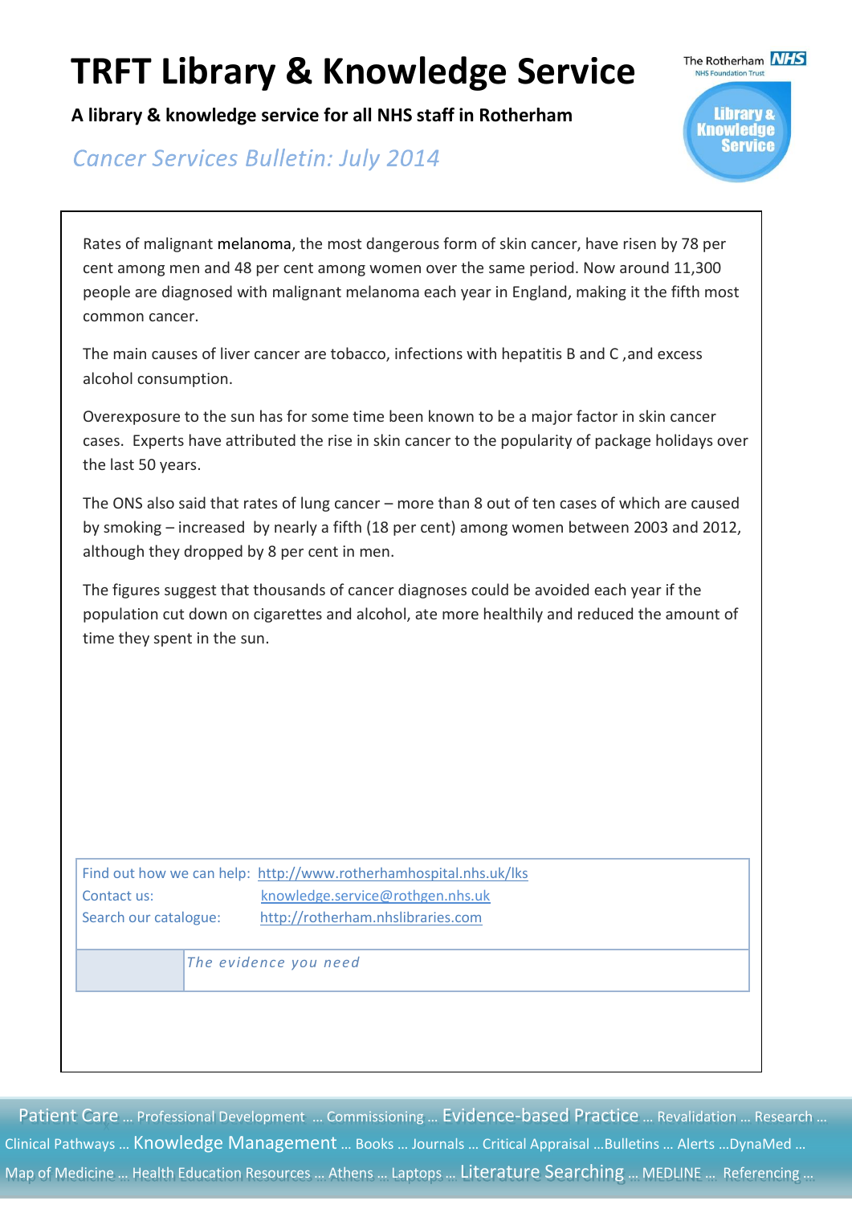Rates of malignant melanoma, the most dangerous form of skin cancer, have risen by 78 per cent among men and 48 per cent among women over the same period. Now around 11,300 people are diagnosed with malignant melanoma each year in England, making it the fifth most common cancer.

The main causes of liver cancer are tobacco, infections with hepatitis B and C ,and excess alcohol consumption.

Overexposure to the sun has for some time been known to be a major factor in skin cancer cases. Experts have attributed the rise in skin cancer to the popularity of package holidays over the last 50 years.

The ONS also said that rates of lung cancer – more than 8 out of ten cases of which are caused by smoking – increased by nearly a fifth (18 per cent) among women between 2003 and 2012, although they dropped by 8 per cent in men.

The figures suggest that thousands of cancer diagnoses could be avoided each year if the population cut down on cigarettes and alcohol, ate more healthily and reduced the amount of time they spent in the sun.

Find out how we can help: http://www.rotherhamhospital.nhs.uk/lks
Contact us: knowledge.service@rothgen.nhs.uk
Search our catalogue: http://rotherham.nhslibraries.com

*The evidence you need*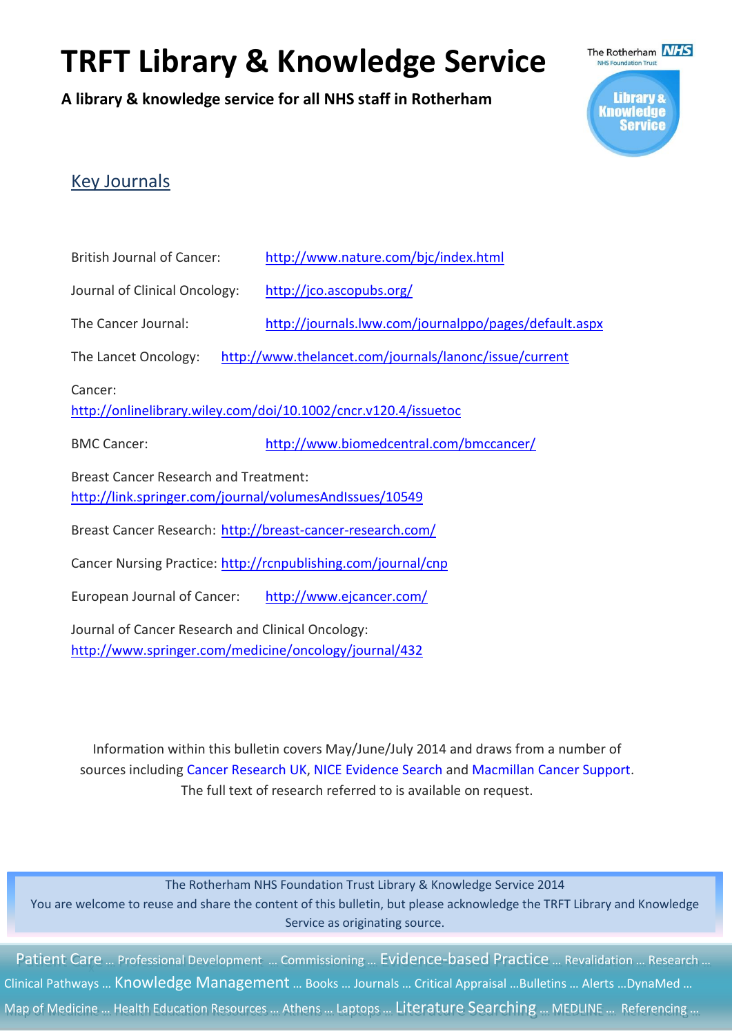# TRFT Library & Knowledge Service

**A library & knowledge service for all NHS staff in Rotherham**

## Key Journals

British Journal of Cancer: http://www.nature.com/bjc/index.html

Journal of Clinical Oncology: http://jco.ascopubs.org/

The Cancer Journal: http://journals.lww.com/journalppo/pages/default.aspx

The Lancet Oncology: http://www.thelancet.com/journals/lanonc/issue/current

Cancer:
http://onlinelibrary.wiley.com/doi/10.1002/cncr.v120.4/issuetoc

BMC Cancer: http://www.biomedcentral.com/bmccancer/

Breast Cancer Research and Treatment:
http://link.springer.com/journal/volumesAndIssues/10549

Breast Cancer Research: http://breast-cancer-research.com/

Cancer Nursing Practice: http://rcnpublishing.com/journal/cnp

European Journal of Cancer: http://www.ejcancer.com/

Journal of Cancer Research and Clinical Oncology:
http://www.springer.com/medicine/oncology/journal/432

Information within this bulletin covers May/June/July 2014 and draws from a number of sources including Cancer Research UK, NICE Evidence Search and Macmillan Cancer Support. The full text of research referred to is available on request.

The Rotherham NHS Foundation Trust Library & Knowledge Service 2014
You are welcome to reuse and share the content of this bulletin, but please acknowledge the TRFT Library and Knowledge Service as originating source.

Patient Care … Professional Development … Commissioning … Evidence-based Practice … Revalidation … Research … Clinical Pathways … Knowledge Management … Books … Journals … Critical Appraisal …Bulletins … Alerts …DynaMed … Map of Medicine … Health Education Resources … Athens … Laptops … Literature Searching … MEDLINE … Referencing …